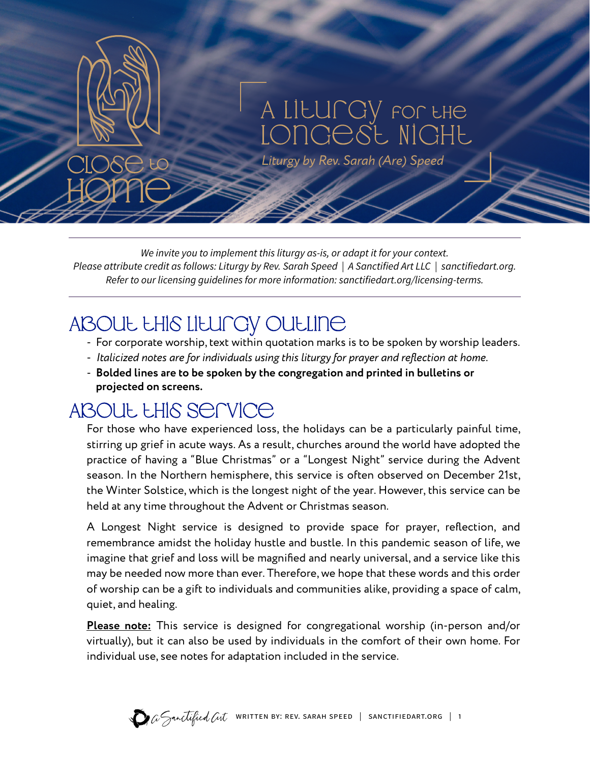Close to Home

# A Liturgy for the Longest Night

*Liturgy by Rev. Sarah (Are) Speed*

*We invite you to implement this liturgy as-is, or adapt it for your context.*
*Please attribute credit as follows: Liturgy by Rev. Sarah Speed | A Sanctified Art LLC | sanctifiedart.org.*
*Refer to our licensing guidelines for more information: sanctifiedart.org/licensing-terms.*

## About this Liturgy Outline

- For corporate worship, text within quotation marks is to be spoken by worship leaders.
- *Italicized notes are for individuals using this liturgy for prayer and reflection at home.*
- **Bolded lines are to be spoken by the congregation and printed in bulletins or projected on screens.**

## About this Service

For those who have experienced loss, the holidays can be a particularly painful time, stirring up grief in acute ways. As a result, churches around the world have adopted the practice of having a "Blue Christmas" or a "Longest Night" service during the Advent season. In the Northern hemisphere, this service is often observed on December 21st, the Winter Solstice, which is the longest night of the year. However, this service can be held at any time throughout the Advent or Christmas season.

A Longest Night service is designed to provide space for prayer, reflection, and remembrance amidst the holiday hustle and bustle. In this pandemic season of life, we imagine that grief and loss will be magnified and nearly universal, and a service like this may be needed now more than ever. Therefore, we hope that these words and this order of worship can be a gift to individuals and communities alike, providing a space of calm, quiet, and healing.

**Please note:** This service is designed for congregational worship (in-person and/or virtually), but it can also be used by individuals in the comfort of their own home. For individual use, see notes for adaptation included in the service.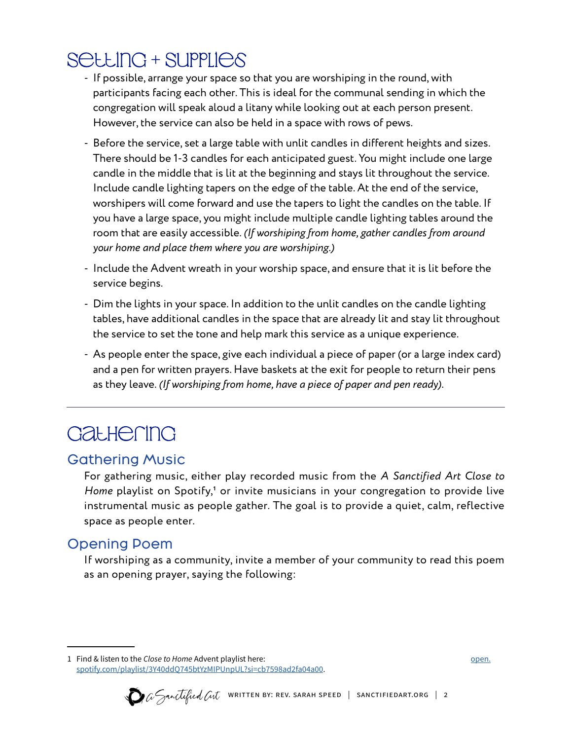# Setting + Supplies

- If possible, arrange your space so that you are worshiping in the round, with participants facing each other. This is ideal for the communal sending in which the congregation will speak aloud a litany while looking out at each person present. However, the service can also be held in a space with rows of pews.
- Before the service, set a large table with unlit candles in different heights and sizes. There should be 1-3 candles for each anticipated guest. You might include one large candle in the middle that is lit at the beginning and stays lit throughout the service. Include candle lighting tapers on the edge of the table. At the end of the service, worshipers will come forward and use the tapers to light the candles on the table. If you have a large space, you might include multiple candle lighting tables around the room that are easily accessible. *(If worshiping from home, gather candles from around your home and place them where you are worshiping.)*
- Include the Advent wreath in your worship space, and ensure that it is lit before the service begins.
- Dim the lights in your space. In addition to the unlit candles on the candle lighting tables, have additional candles in the space that are already lit and stay lit throughout the service to set the tone and help mark this service as a unique experience.
- As people enter the space, give each individual a piece of paper (or a large index card) and a pen for written prayers. Have baskets at the exit for people to return their pens as they leave. *(If worshiping from home, have a piece of paper and pen ready)*.

---

# Gathering

## Gathering Music

For gathering music, either play recorded music from the *A Sanctified Art Close to Home* playlist on Spotify,[1] or invite musicians in your congregation to provide live instrumental music as people gather. The goal is to provide a quiet, calm, reflective space as people enter.

## Opening Poem

If worshiping as a community, invite a member of your community to read this poem as an opening prayer, saying the following:

---

1 Find & listen to the *Close to Home* Advent playlist here: open.spotify.com/playlist/3Y40ddQ745btYzMIPUnpUL?si=cb7598ad2fa04a00.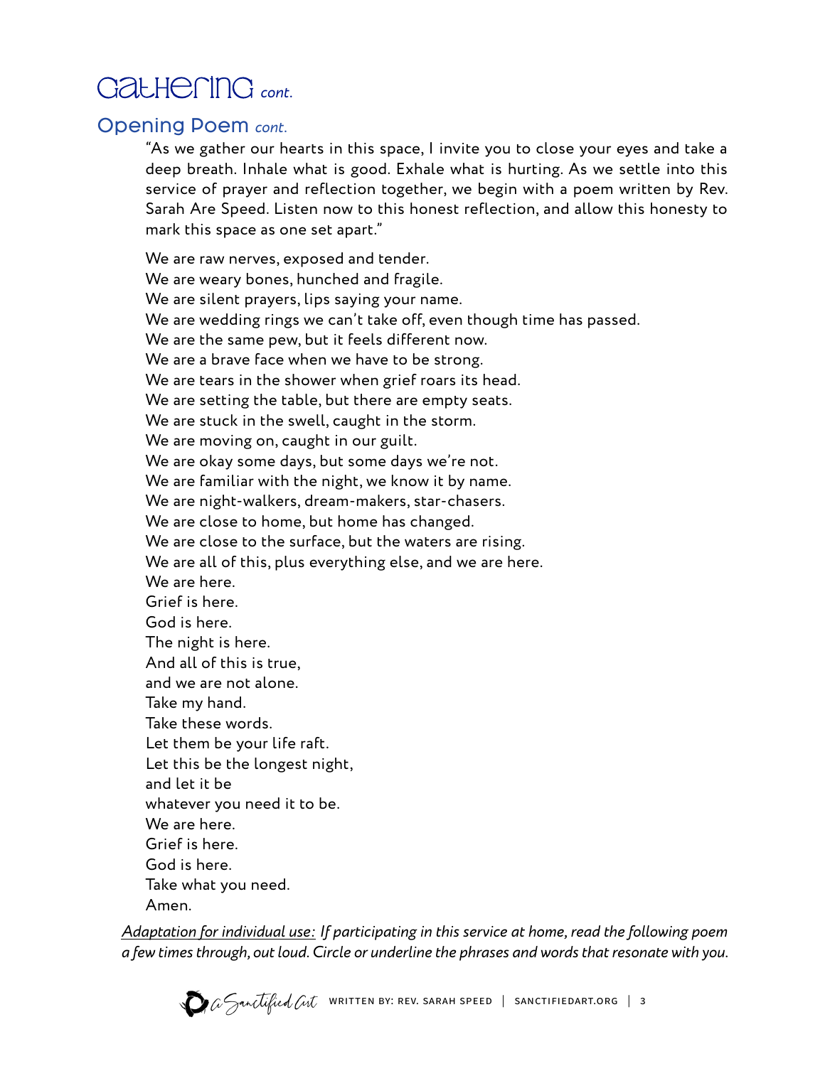# Gathering *cont.*

## Opening Poem *cont.*

"As we gather our hearts in this space, I invite you to close your eyes and take a deep breath. Inhale what is good. Exhale what is hurting. As we settle into this service of prayer and reflection together, we begin with a poem written by Rev. Sarah Are Speed. Listen now to this honest reflection, and allow this honesty to mark this space as one set apart."

We are raw nerves, exposed and tender.
We are weary bones, hunched and fragile.
We are silent prayers, lips saying your name.
We are wedding rings we can't take off, even though time has passed.
We are the same pew, but it feels different now.
We are a brave face when we have to be strong.
We are tears in the shower when grief roars its head.
We are setting the table, but there are empty seats.
We are stuck in the swell, caught in the storm.
We are moving on, caught in our guilt.
We are okay some days, but some days we're not.
We are familiar with the night, we know it by name.
We are night-walkers, dream-makers, star-chasers.
We are close to home, but home has changed.
We are close to the surface, but the waters are rising.
We are all of this, plus everything else, and we are here.
We are here.
Grief is here.
God is here.
The night is here.
And all of this is true,
and we are not alone.
Take my hand.
Take these words.
Let them be your life raft.
Let this be the longest night,
and let it be
whatever you need it to be.
We are here.
Grief is here.
God is here.
Take what you need.
Amen.

*Adaptation for individual use: If participating in this service at home, read the following poem a few times through, out loud. Circle or underline the phrases and words that resonate with you.*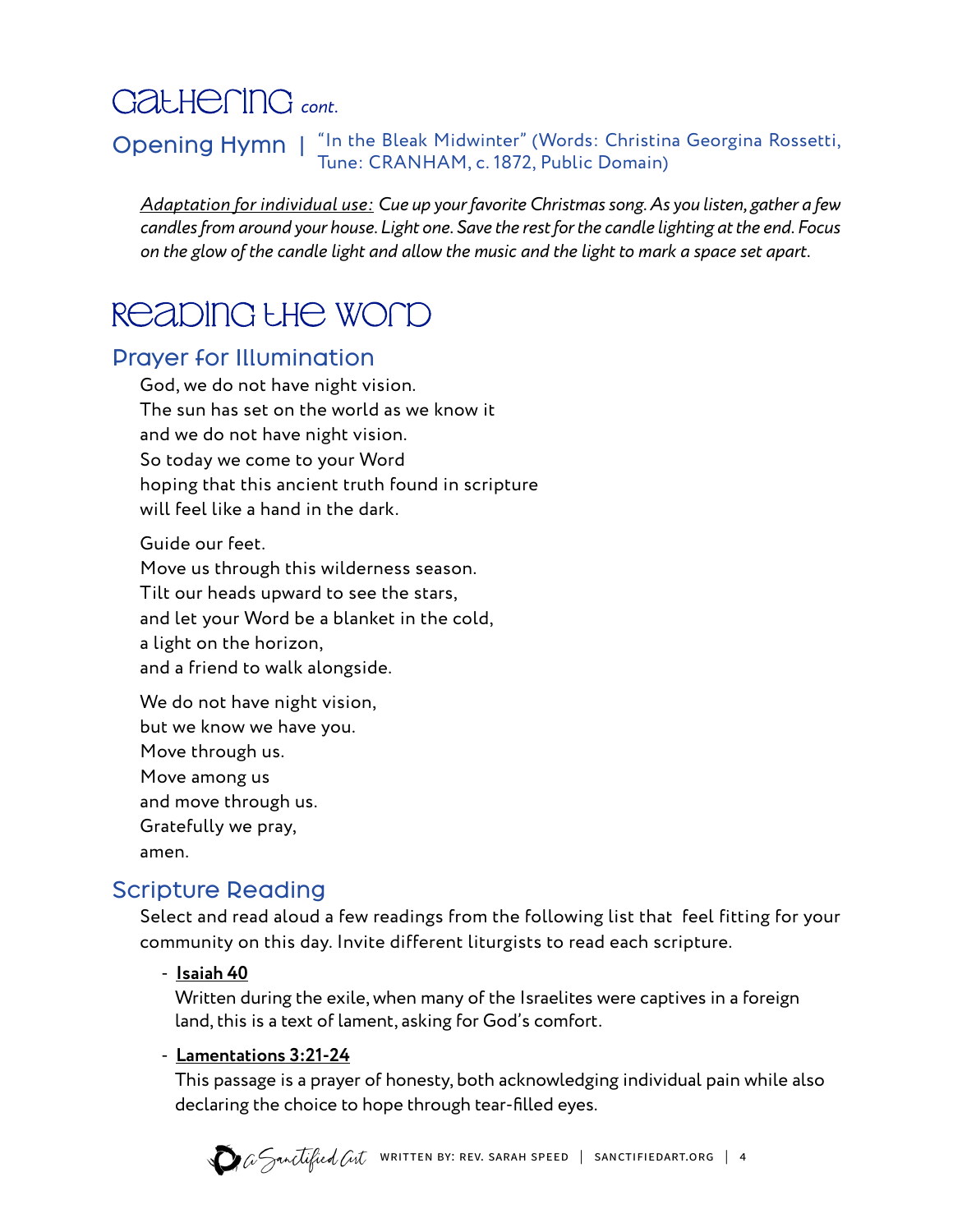# Gathering *cont.*

## Opening Hymn | "In the Bleak Midwinter" (Words: Christina Georgina Rossetti, Tune: CRANHAM, c. 1872, Public Domain)

*Adaptation for individual use: Cue up your favorite Christmas song. As you listen, gather a few candles from around your house. Light one. Save the rest for the candle lighting at the end. Focus on the glow of the candle light and allow the music and the light to mark a space set apart.*

# Reading the Word

## Prayer for Illumination

God, we do not have night vision.
The sun has set on the world as we know it
and we do not have night vision.
So today we come to your Word
hoping that this ancient truth found in scripture
will feel like a hand in the dark.

Guide our feet.
Move us through this wilderness season.
Tilt our heads upward to see the stars,
and let your Word be a blanket in the cold,
a light on the horizon,
and a friend to walk alongside.

We do not have night vision,
but we know we have you.
Move through us.
Move among us
and move through us.
Gratefully we pray,
amen.

## Scripture Reading

Select and read aloud a few readings from the following list that feel fitting for your community on this day. Invite different liturgists to read each scripture.

- **Isaiah 40**
  Written during the exile, when many of the Israelites were captives in a foreign land, this is a text of lament, asking for God's comfort.
- **Lamentations 3:21-24**
  This passage is a prayer of honesty, both acknowledging individual pain while also declaring the choice to hope through tear-filled eyes.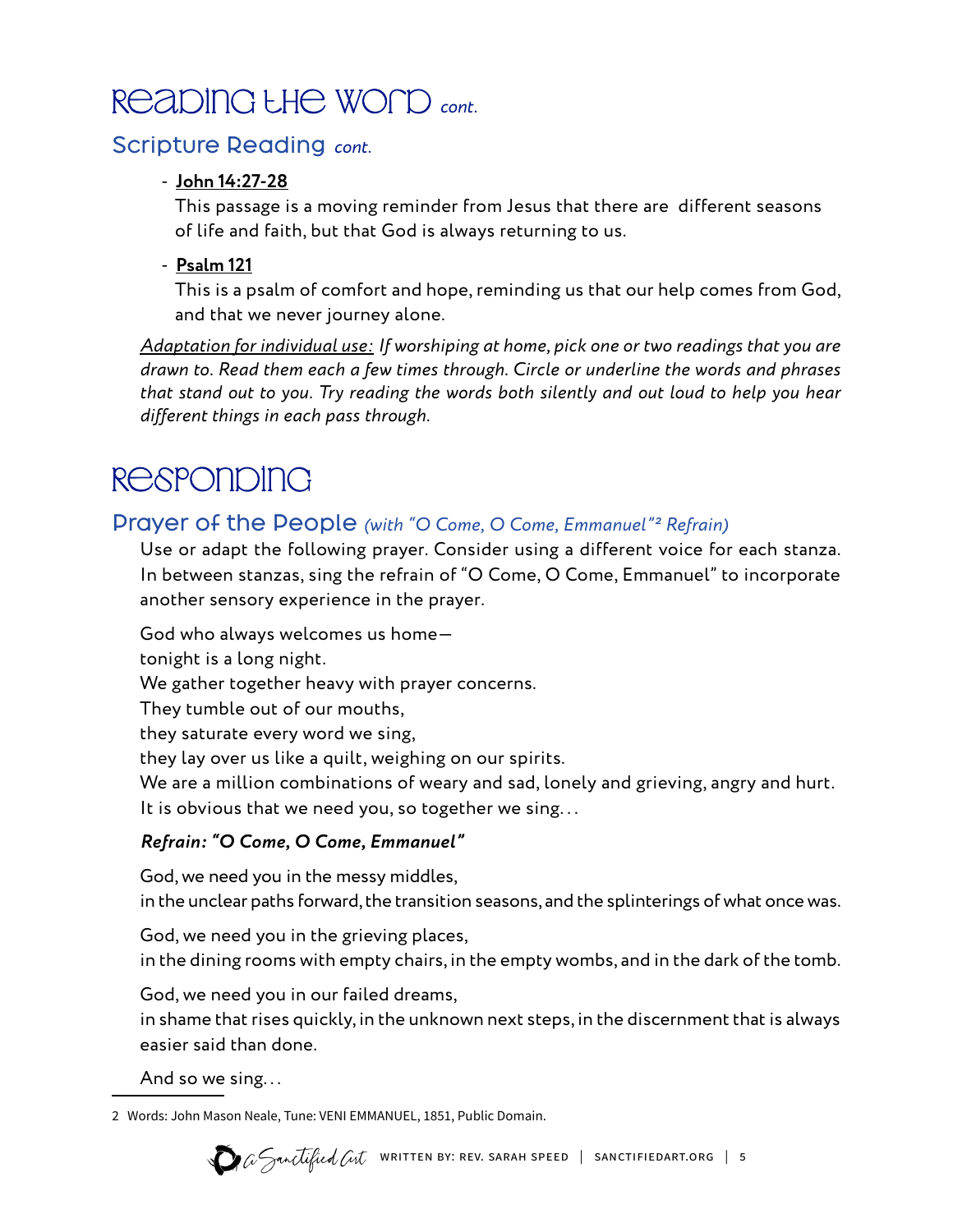# Reading the Word *cont.*

## Scripture Reading *cont.*

- **John 14:27-28**
  This passage is a moving reminder from Jesus that there are different seasons of life and faith, but that God is always returning to us.
- **Psalm 121**
  This is a psalm of comfort and hope, reminding us that our help comes from God, and that we never journey alone.

*Adaptation for individual use: If worshiping at home, pick one or two readings that you are drawn to. Read them each a few times through. Circle or underline the words and phrases that stand out to you. Try reading the words both silently and out loud to help you hear different things in each pass through.*

# Responding

## Prayer of the People *(with "O Come, O Come, Emmanuel"[2] Refrain)*

Use or adapt the following prayer. Consider using a different voice for each stanza. In between stanzas, sing the refrain of "O Come, O Come, Emmanuel" to incorporate another sensory experience in the prayer.

God who always welcomes us home—
tonight is a long night.
We gather together heavy with prayer concerns.
They tumble out of our mouths,
they saturate every word we sing,
they lay over us like a quilt, weighing on our spirits.
We are a million combinations of weary and sad, lonely and grieving, angry and hurt.
It is obvious that we need you, so together we sing...

***Refrain: "O Come, O Come, Emmanuel"***

God, we need you in the messy middles,
in the unclear paths forward, the transition seasons, and the splinterings of what once was.

God, we need you in the grieving places,
in the dining rooms with empty chairs, in the empty wombs, and in the dark of the tomb.

God, we need you in our failed dreams,
in shame that rises quickly, in the unknown next steps, in the discernment that is always easier said than done.

And so we sing...

---

2 Words: John Mason Neale, Tune: VENI EMMANUEL, 1851, Public Domain.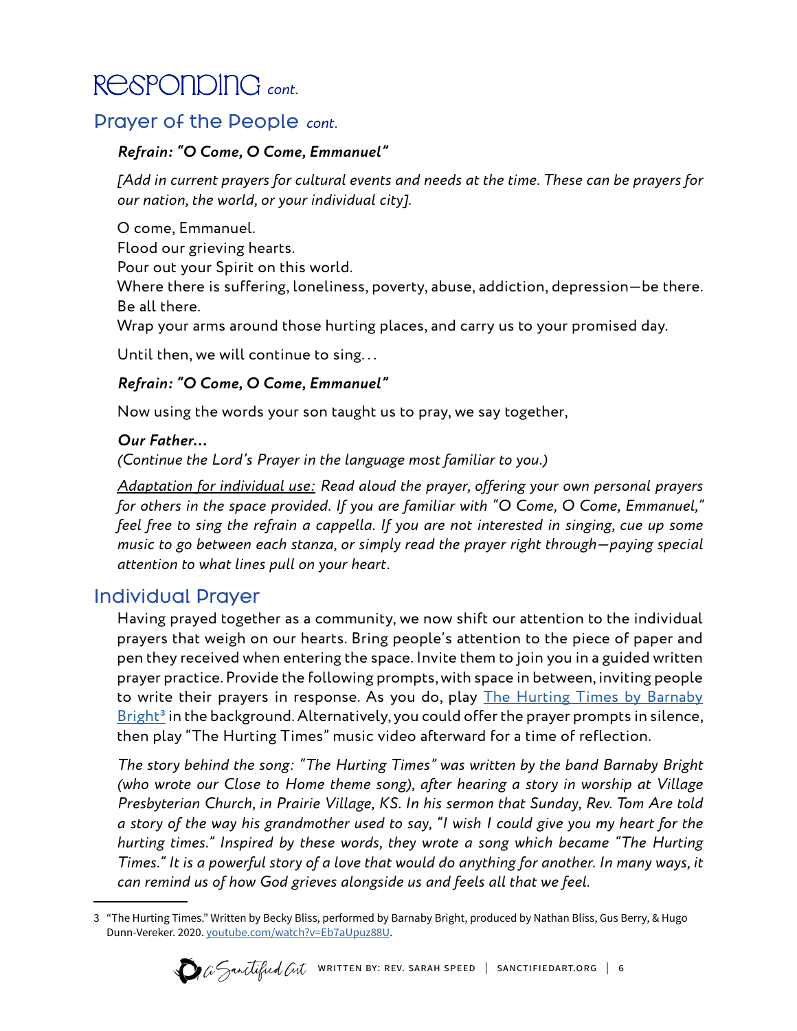# Responding *cont.*

## Prayer of the People *cont.*

***Refrain: "O Come, O Come, Emmanuel"***

*[Add in current prayers for cultural events and needs at the time. These can be prayers for our nation, the world, or your individual city].*

O come, Emmanuel.
Flood our grieving hearts.
Pour out your Spirit on this world.
Where there is suffering, loneliness, poverty, abuse, addiction, depression—be there.
Be all there.
Wrap your arms around those hurting places, and carry us to your promised day.

Until then, we will continue to sing. . .

***Refrain: "O Come, O Come, Emmanuel"***

Now using the words your son taught us to pray, we say together,

***Our Father...***
*(Continue the Lord's Prayer in the language most familiar to you.)*

*Adaptation for individual use: Read aloud the prayer, offering your own personal prayers for others in the space provided. If you are familiar with "O Come, O Come, Emmanuel," feel free to sing the refrain a cappella. If you are not interested in singing, cue up some music to go between each stanza, or simply read the prayer right through—paying special attention to what lines pull on your heart.*

## Individual Prayer

Having prayed together as a community, we now shift our attention to the individual prayers that weigh on our hearts. Bring people's attention to the piece of paper and pen they received when entering the space. Invite them to join you in a guided written prayer practice. Provide the following prompts, with space in between, inviting people to write their prayers in response. As you do, play The Hurting Times by Barnaby Bright[3] in the background. Alternatively, you could offer the prayer prompts in silence, then play "The Hurting Times" music video afterward for a time of reflection.

*The story behind the song: "The Hurting Times" was written by the band Barnaby Bright (who wrote our Close to Home theme song), after hearing a story in worship at Village Presbyterian Church, in Prairie Village, KS. In his sermon that Sunday, Rev. Tom Are told a story of the way his grandmother used to say, "I wish I could give you my heart for the hurting times." Inspired by these words, they wrote a song which became "The Hurting Times." It is a powerful story of a love that would do anything for another. In many ways, it can remind us of how God grieves alongside us and feels all that we feel.*

---

3 "The Hurting Times." Written by Becky Bliss, performed by Barnaby Bright, produced by Nathan Bliss, Gus Berry, & Hugo Dunn-Vereker. 2020. youtube.com/watch?v=Eb7aUpuz88U.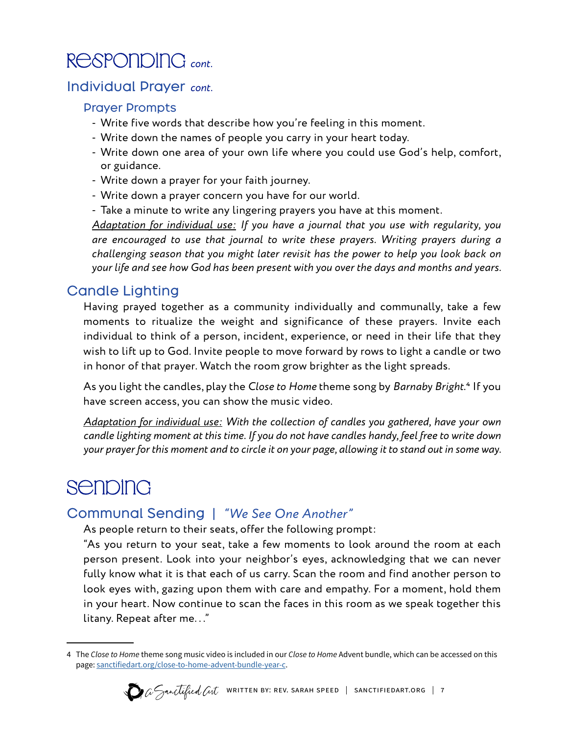# Responding *cont.*

## Individual Prayer *cont.*

### Prayer Prompts

- Write five words that describe how you're feeling in this moment.
- Write down the names of people you carry in your heart today.
- Write down one area of your own life where you could use God's help, comfort, or guidance.
- Write down a prayer for your faith journey.
- Write down a prayer concern you have for our world.
- Take a minute to write any lingering prayers you have at this moment.

*Adaptation for individual use: If you have a journal that you use with regularity, you are encouraged to use that journal to write these prayers. Writing prayers during a challenging season that you might later revisit has the power to help you look back on your life and see how God has been present with you over the days and months and years.*

## Candle Lighting

Having prayed together as a community individually and communally, take a few moments to ritualize the weight and significance of these prayers. Invite each individual to think of a person, incident, experience, or need in their life that they wish to lift up to God. Invite people to move forward by rows to light a candle or two in honor of that prayer. Watch the room grow brighter as the light spreads.

As you light the candles, play the *Close to Home* theme song by *Barnaby Bright.*[4] If you have screen access, you can show the music video.

*Adaptation for individual use: With the collection of candles you gathered, have your own candle lighting moment at this time. If you do not have candles handy, feel free to write down your prayer for this moment and to circle it on your page, allowing it to stand out in some way.*

# Sending

## Communal Sending | *"We See One Another"*

As people return to their seats, offer the following prompt:

"As you return to your seat, take a few moments to look around the room at each person present. Look into your neighbor's eyes, acknowledging that we can never fully know what it is that each of us carry. Scan the room and find another person to look eyes with, gazing upon them with care and empathy. For a moment, hold them in your heart. Now continue to scan the faces in this room as we speak together this litany. Repeat after me..."

---

4 The *Close to Home* theme song music video is included in our *Close to Home* Advent bundle, which can be accessed on this page: sanctifiedart.org/close-to-home-advent-bundle-year-c.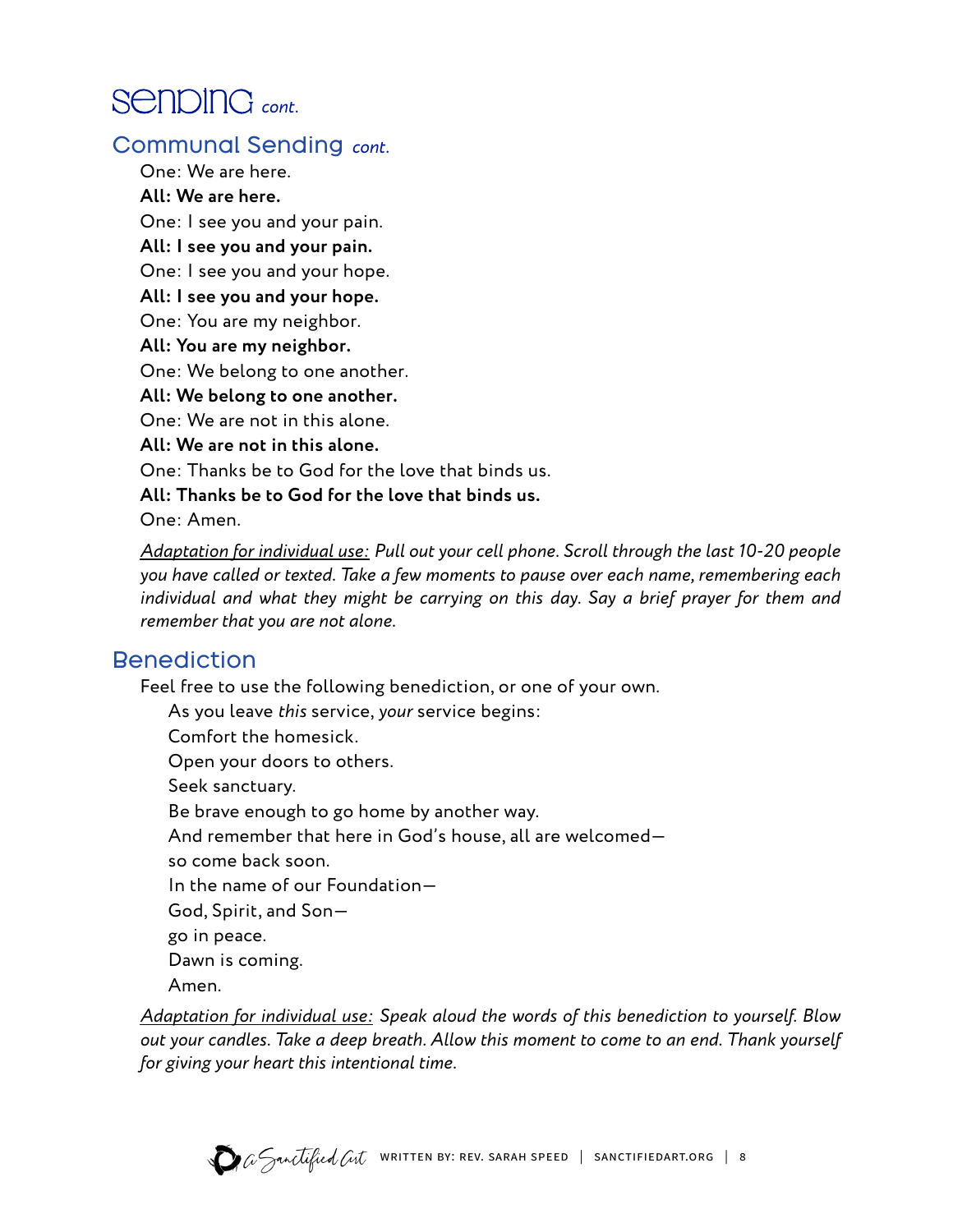# Sending *cont.*

## Communal Sending *cont.*

One: We are here.  
**All: We are here.**  
One: I see you and your pain.  
**All: I see you and your pain.**  
One: I see you and your hope.  
**All: I see you and your hope.**  
One: You are my neighbor.  
**All: You are my neighbor.**  
One: We belong to one another.  
**All: We belong to one another.**  
One: We are not in this alone.  
**All: We are not in this alone.**  
One: Thanks be to God for the love that binds us.  
**All: Thanks be to God for the love that binds us.**  
One: Amen.

*Adaptation for individual use: Pull out your cell phone. Scroll through the last 10-20 people you have called or texted. Take a few moments to pause over each name, remembering each individual and what they might be carrying on this day. Say a brief prayer for them and remember that you are not alone.*

## Benediction

Feel free to use the following benediction, or one of your own.

As you leave *this* service, *your* service begins:  
Comfort the homesick.  
Open your doors to others.  
Seek sanctuary.  
Be brave enough to go home by another way.  
And remember that here in God's house, all are welcomed—  
so come back soon.  
In the name of our Foundation—  
God, Spirit, and Son—  
go in peace.  
Dawn is coming.  
Amen.

*Adaptation for individual use: Speak aloud the words of this benediction to yourself. Blow out your candles. Take a deep breath. Allow this moment to come to an end. Thank yourself for giving your heart this intentional time.*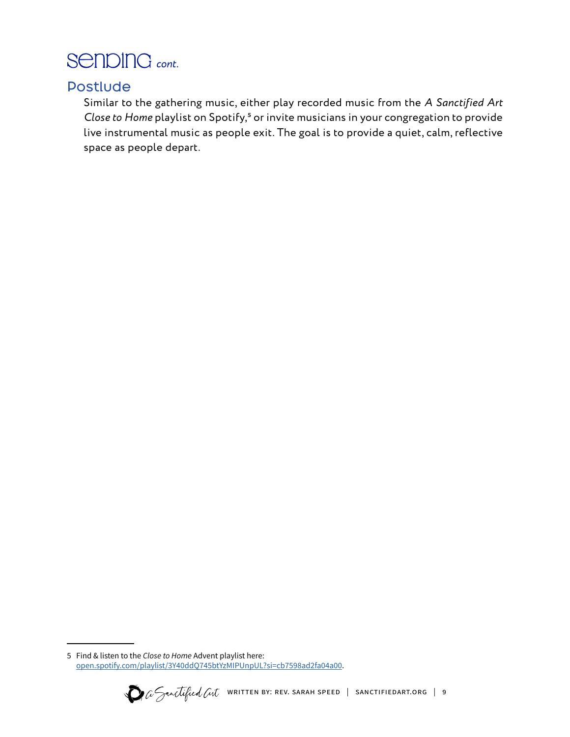# Sending *cont.*

## Postlude

Similar to the gathering music, either play recorded music from the *A Sanctified Art Close to Home* playlist on Spotify,[5] or invite musicians in your congregation to provide live instrumental music as people exit. The goal is to provide a quiet, calm, reflective space as people depart.

---

5 Find & listen to the *Close to Home* Advent playlist here: open.spotify.com/playlist/3Y40ddQ745btYzMIPUnpUL?si=cb7598ad2fa04a00.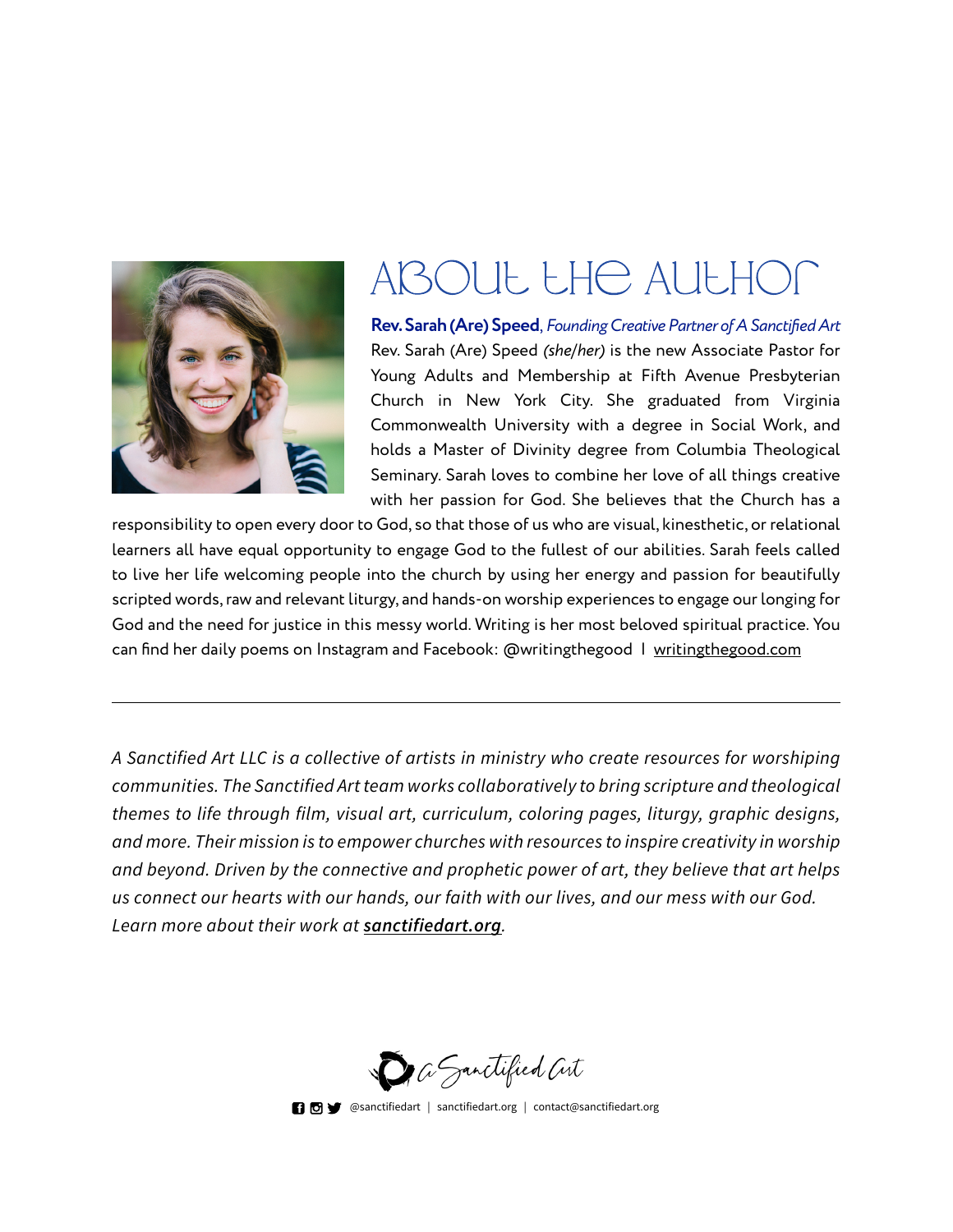# About the Author

**Rev. Sarah (Are) Speed**, *Founding Creative Partner of A Sanctified Art*

Rev. Sarah (Are) Speed *(she/her)* is the new Associate Pastor for Young Adults and Membership at Fifth Avenue Presbyterian Church in New York City. She graduated from Virginia Commonwealth University with a degree in Social Work, and holds a Master of Divinity degree from Columbia Theological Seminary. Sarah loves to combine her love of all things creative with her passion for God. She believes that the Church has a responsibility to open every door to God, so that those of us who are visual, kinesthetic, or relational learners all have equal opportunity to engage God to the fullest of our abilities. Sarah feels called to live her life welcoming people into the church by using her energy and passion for beautifully scripted words, raw and relevant liturgy, and hands-on worship experiences to engage our longing for God and the need for justice in this messy world. Writing is her most beloved spiritual practice. You can find her daily poems on Instagram and Facebook: @writingthegood | writingthegood.com

---

*A Sanctified Art LLC is a collective of artists in ministry who create resources for worshiping communities. The Sanctified Art team works collaboratively to bring scripture and theological themes to life through film, visual art, curriculum, coloring pages, liturgy, graphic designs, and more. Their mission is to empower churches with resources to inspire creativity in worship and beyond. Driven by the connective and prophetic power of art, they believe that art helps us connect our hearts with our hands, our faith with our lives, and our mess with our God. Learn more about their work at* ***sanctifiedart.org****.*

A Sanctified Art

@sanctifiedart | sanctifiedart.org | contact@sanctifiedart.org